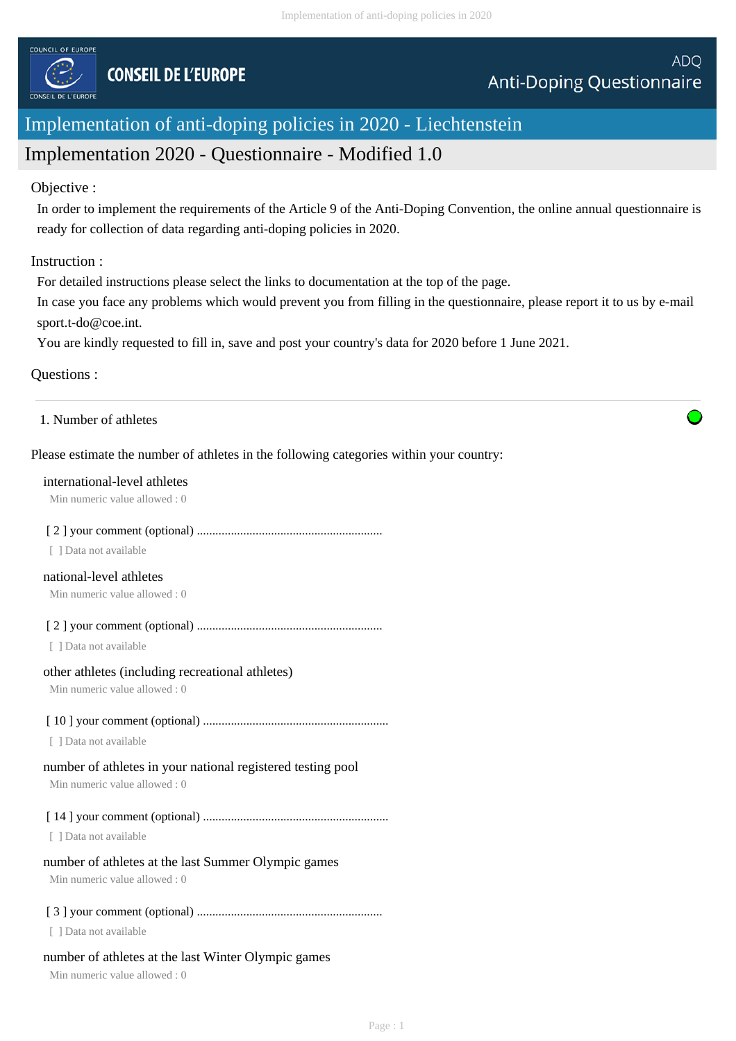COUNCIL OF EUROPE

CONSEIL DE L'EUROPE

ADQ
Anti-Doping Questionnaire

# Implementation of anti-doping policies in 2020 - Liechtenstein

## Implementation 2020 - Questionnaire - Modified 1.0

Objective :

In order to implement the requirements of the Article 9 of the Anti-Doping Convention, the online annual questionnaire is ready for collection of data regarding anti-doping policies in 2020.

Instruction :

For detailed instructions please select the links to documentation at the top of the page.
In case you face any problems which would prevent you from filling in the questionnaire, please report it to us by e-mail sport.t-do@coe.int.
You are kindly requested to fill in, save and post your country's data for 2020 before 1 June 2021.

Questions :

---

1. Number of athletes

Please estimate the number of athletes in the following categories within your country:

international-level athletes
Min numeric value allowed : 0

[ 2 ] your comment (optional) ..........................................................
[ ] Data not available

national-level athletes
Min numeric value allowed : 0

[ 2 ] your comment (optional) ..........................................................
[ ] Data not available

other athletes (including recreational athletes)
Min numeric value allowed : 0

[ 10 ] your comment (optional) ..........................................................
[ ] Data not available

number of athletes in your national registered testing pool
Min numeric value allowed : 0

[ 14 ] your comment (optional) ..........................................................
[ ] Data not available

number of athletes at the last Summer Olympic games
Min numeric value allowed : 0

[ 3 ] your comment (optional) ..........................................................
[ ] Data not available

number of athletes at the last Winter Olympic games
Min numeric value allowed : 0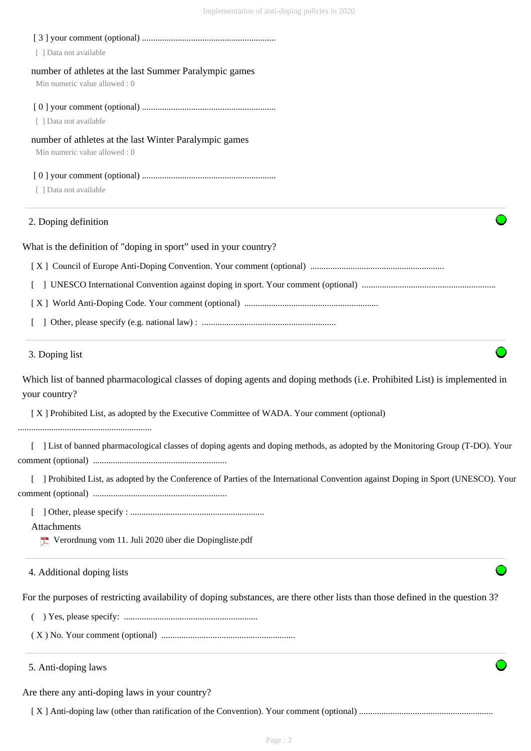[ 3 ] your comment (optional) ............................................................

[ ] Data not available

number of athletes at the last Summer Paralympic games

Min numeric value allowed : 0

[ 0 ] your comment (optional) ............................................................

[ ] Data not available

number of athletes at the last Winter Paralympic games

Min numeric value allowed : 0

[ 0 ] your comment (optional) ............................................................

[ ] Data not available

## 2. Doping definition

What is the definition of "doping in sport" used in your country?

[ X ] Council of Europe Anti-Doping Convention. Your comment (optional) ............................................................

[ ] UNESCO International Convention against doping in sport. Your comment (optional) ............................................................

[ X ] World Anti-Doping Code. Your comment (optional) ............................................................

[ ] Other, please specify (e.g. national law) : ............................................................

## 3. Doping list

Which list of banned pharmacological classes of doping agents and doping methods (i.e. Prohibited List) is implemented in your country?

[ X ] Prohibited List, as adopted by the Executive Committee of WADA. Your comment (optional) ............................................................

[ ] List of banned pharmacological classes of doping agents and doping methods, as adopted by the Monitoring Group (T-DO). Your comment (optional) ............................................................

[ ] Prohibited List, as adopted by the Conference of Parties of the International Convention against Doping in Sport (UNESCO). Your comment (optional) ............................................................

[ ] Other, please specify : ............................................................

Attachments

Verordnung vom 11. Juli 2020 über die Dopingliste.pdf

## 4. Additional doping lists

For the purposes of restricting availability of doping substances, are there other lists than those defined in the question 3?

( ) Yes, please specify: ............................................................

( X ) No. Your comment (optional) ............................................................

## 5. Anti-doping laws

Are there any anti-doping laws in your country?

[ X ] Anti-doping law (other than ratification of the Convention). Your comment (optional) ............................................................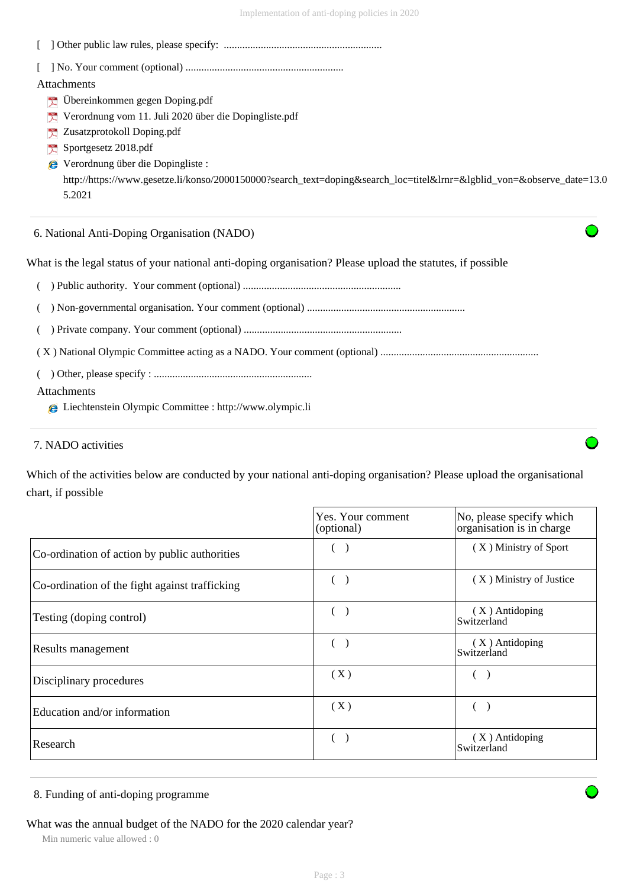[ ] Other public law rules, please specify: ............................................................

[ ] No. Your comment (optional) ............................................................

Attachments

- Übereinkommen gegen Doping.pdf
- Verordnung vom 11. Juli 2020 über die Dopingliste.pdf
- Zusatzprotokoll Doping.pdf
- Sportgesetz 2018.pdf
- Verordnung über die Dopingliste : http://https://www.gesetze.li/konso/2000150000?search_text=doping&search_loc=titel&lrnr=&lgblid_von=&observe_date=13.05.2021

## 6. National Anti-Doping Organisation (NADO)

What is the legal status of your national anti-doping organisation? Please upload the statutes, if possible

( ) Public authority. Your comment (optional) ............................................................

( ) Non-governmental organisation. Your comment (optional) ............................................................

( ) Private company. Your comment (optional) ............................................................

( X ) National Olympic Committee acting as a NADO. Your comment (optional) ............................................................

( ) Other, please specify : ............................................................

Attachments

- Liechtenstein Olympic Committee : http://www.olympic.li

## 7. NADO activities

Which of the activities below are conducted by your national anti-doping organisation? Please upload the organisational chart, if possible

| | Yes. Your comment (optional) | No, please specify which organisation is in charge |
|---|---|---|
| Co-ordination of action by public authorities | ( ) | ( X ) Ministry of Sport |
| Co-ordination of the fight against trafficking | ( ) | ( X ) Ministry of Justice |
| Testing (doping control) | ( ) | ( X ) Antidoping Switzerland |
| Results management | ( ) | ( X ) Antidoping Switzerland |
| Disciplinary procedures | ( X ) | ( ) |
| Education and/or information | ( X ) | ( ) |
| Research | ( ) | ( X ) Antidoping Switzerland |

## 8. Funding of anti-doping programme

What was the annual budget of the NADO for the 2020 calendar year?

Min numeric value allowed : 0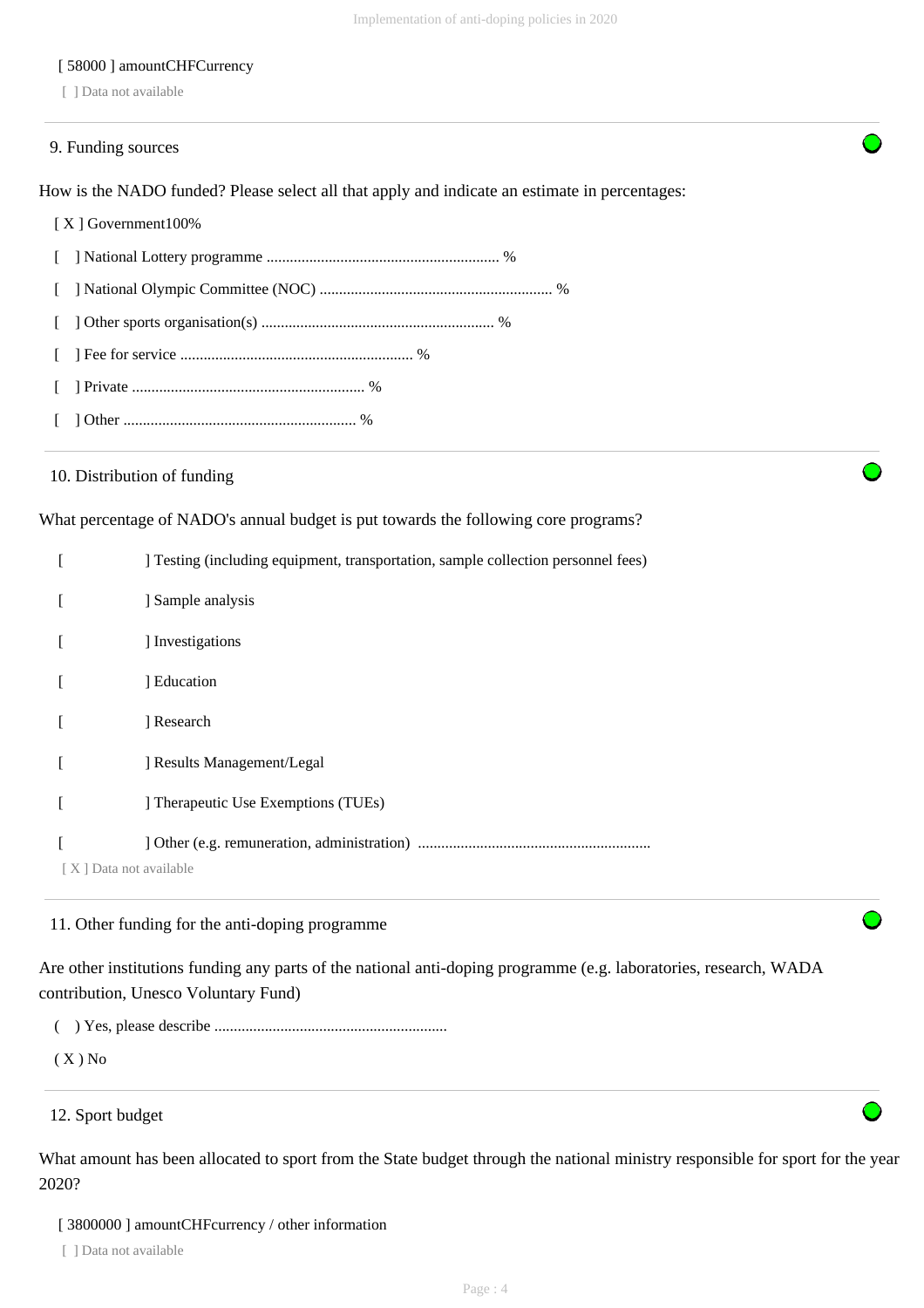[ 58000 ] amountCHFCurrency

[ ] Data not available

## 9. Funding sources

How is the NADO funded? Please select all that apply and indicate an estimate in percentages:

[ X ] Government100%

[ ] National Lottery programme ........................................................... %

[ ] National Olympic Committee (NOC) ........................................................... %

[ ] Other sports organisation(s) ........................................................... %

[ ] Fee for service ........................................................... %

[ ] Private ........................................................... %

[ ] Other ........................................................... %

## 10. Distribution of funding

What percentage of NADO's annual budget is put towards the following core programs?

[ ] Testing (including equipment, transportation, sample collection personnel fees)

[ ] Sample analysis

[ ] Investigations

[ ] Education

[ ] Research

[ ] Results Management/Legal

[ ] Therapeutic Use Exemptions (TUEs)

[ ] Other (e.g. remuneration, administration) ...........................................................

[ X ] Data not available

## 11. Other funding for the anti-doping programme

Are other institutions funding any parts of the national anti-doping programme (e.g. laboratories, research, WADA contribution, Unesco Voluntary Fund)

( ) Yes, please describe ...........................................................

( X ) No

## 12. Sport budget

What amount has been allocated to sport from the State budget through the national ministry responsible for sport for the year 2020?

[ 3800000 ] amountCHFcurrency / other information

[ ] Data not available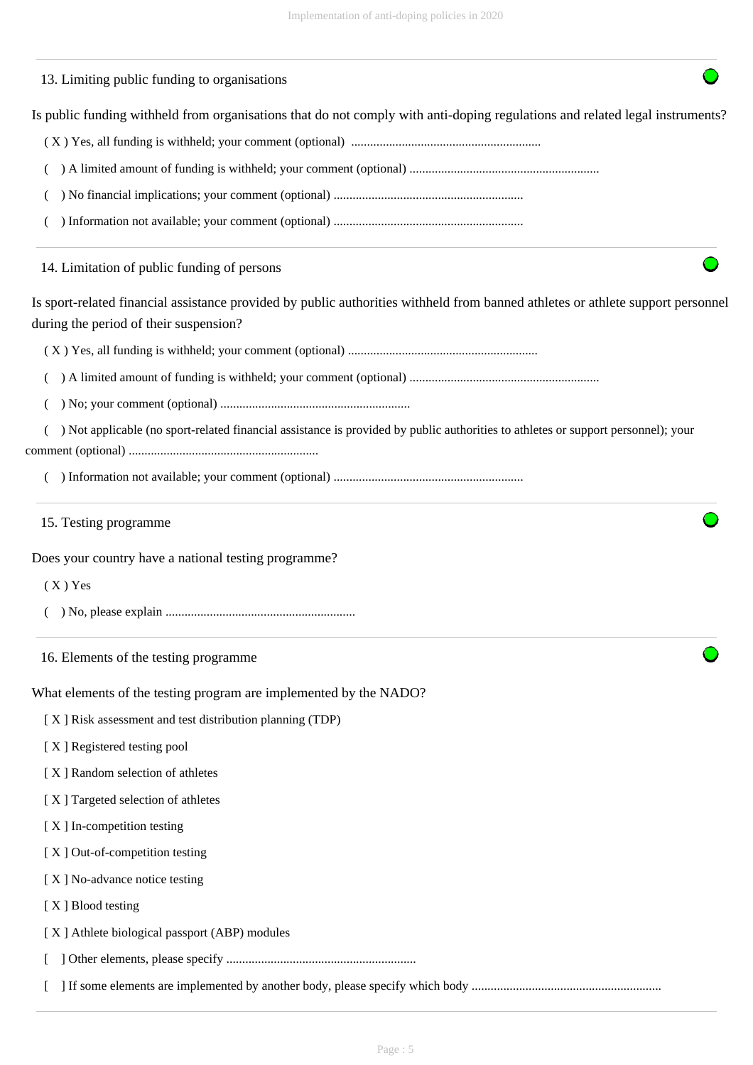## 13. Limiting public funding to organisations

Is public funding withheld from organisations that do not comply with anti-doping regulations and related legal instruments?

( X ) Yes, all funding is withheld; your comment (optional) ...........................................................

(   ) A limited amount of funding is withheld; your comment (optional) ...........................................................

(   ) No financial implications; your comment (optional) ...........................................................

(   ) Information not available; your comment (optional) ...........................................................

## 14. Limitation of public funding of persons

Is sport-related financial assistance provided by public authorities withheld from banned athletes or athlete support personnel during the period of their suspension?

( X ) Yes, all funding is withheld; your comment (optional) ...........................................................

(   ) A limited amount of funding is withheld; your comment (optional) ...........................................................

(   ) No; your comment (optional) ...........................................................

(   ) Not applicable (no sport-related financial assistance is provided by public authorities to athletes or support personnel); your comment (optional) ...........................................................

(   ) Information not available; your comment (optional) ...........................................................

## 15. Testing programme

Does your country have a national testing programme?

( X ) Yes

(   ) No, please explain ...........................................................

## 16. Elements of the testing programme

What elements of the testing program are implemented by the NADO?

[ X ] Risk assessment and test distribution planning (TDP)

[ X ] Registered testing pool

[ X ] Random selection of athletes

[ X ] Targeted selection of athletes

[ X ] In-competition testing

[ X ] Out-of-competition testing

[ X ] No-advance notice testing

[ X ] Blood testing

[ X ] Athlete biological passport (ABP) modules

[   ] Other elements, please specify ...........................................................

[   ] If some elements are implemented by another body, please specify which body ...........................................................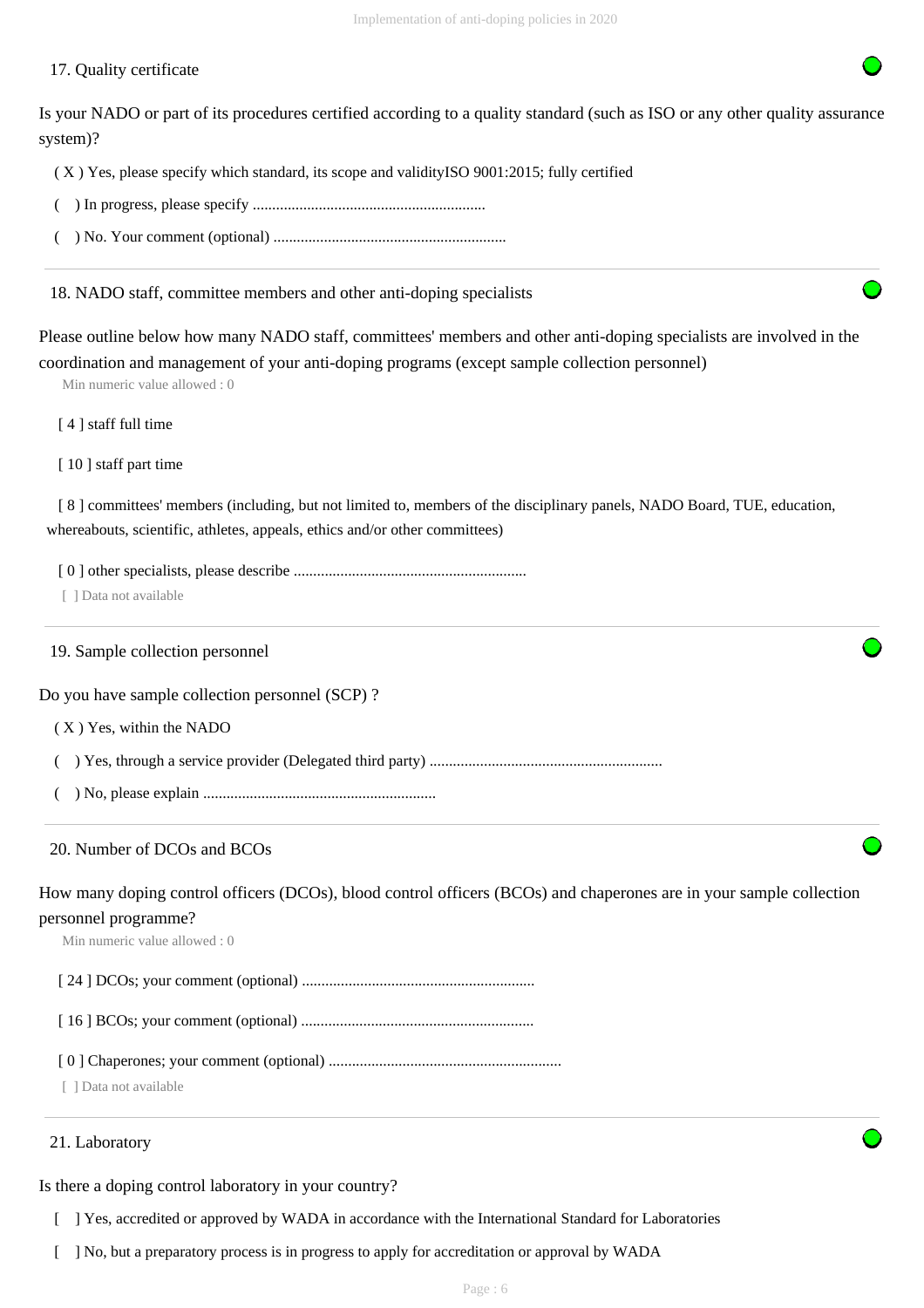17. Quality certificate

Is your NADO or part of its procedures certified according to a quality standard (such as ISO or any other quality assurance system)?

( X ) Yes, please specify which standard, its scope and validityISO 9001:2015; fully certified

(   ) In progress, please specify ...........................................................

(   ) No. Your comment (optional) ...........................................................

---

18. NADO staff, committee members and other anti-doping specialists

Please outline below how many NADO staff, committees' members and other anti-doping specialists are involved in the coordination and management of your anti-doping programs (except sample collection personnel)

Min numeric value allowed : 0

[ 4 ] staff full time

[ 10 ] staff part time

[ 8 ] committees' members (including, but not limited to, members of the disciplinary panels, NADO Board, TUE, education, whereabouts, scientific, athletes, appeals, ethics and/or other committees)

[ 0 ] other specialists, please describe ...........................................................

[ ] Data not available

---

19. Sample collection personnel

Do you have sample collection personnel (SCP) ?

( X ) Yes, within the NADO

(   ) Yes, through a service provider (Delegated third party) ...........................................................

(   ) No, please explain ...........................................................

---

20. Number of DCOs and BCOs

How many doping control officers (DCOs), blood control officers (BCOs) and chaperones are in your sample collection personnel programme?

Min numeric value allowed : 0

[ 24 ] DCOs; your comment (optional) ...........................................................

[ 16 ] BCOs; your comment (optional) ...........................................................

[ 0 ] Chaperones; your comment (optional) ...........................................................

[ ] Data not available

---

21. Laboratory

Is there a doping control laboratory in your country?

[   ] Yes, accredited or approved by WADA in accordance with the International Standard for Laboratories

[   ] No, but a preparatory process is in progress to apply for accreditation or approval by WADA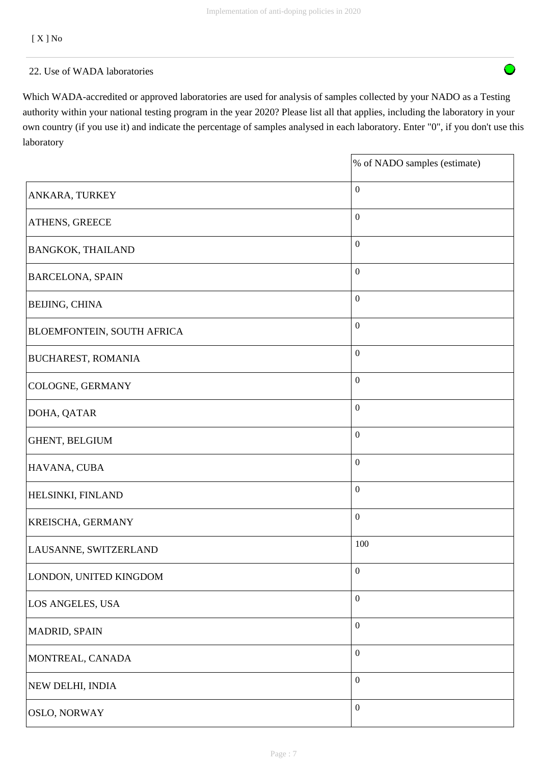[ X ] No

22. Use of WADA laboratories

Which WADA-accredited or approved laboratories are used for analysis of samples collected by your NADO as a Testing authority within your national testing program in the year 2020? Please list all that applies, including the laboratory in your own country (if you use it) and indicate the percentage of samples analysed in each laboratory. Enter "0", if you don't use this laboratory

| | % of NADO samples (estimate) |
|---|---|
| ANKARA, TURKEY | 0 |
| ATHENS, GREECE | 0 |
| BANGKOK, THAILAND | 0 |
| BARCELONA, SPAIN | 0 |
| BEIJING, CHINA | 0 |
| BLOEMFONTEIN, SOUTH AFRICA | 0 |
| BUCHAREST, ROMANIA | 0 |
| COLOGNE, GERMANY | 0 |
| DOHA, QATAR | 0 |
| GHENT, BELGIUM | 0 |
| HAVANA, CUBA | 0 |
| HELSINKI, FINLAND | 0 |
| KREISCHA, GERMANY | 0 |
| LAUSANNE, SWITZERLAND | 100 |
| LONDON, UNITED KINGDOM | 0 |
| LOS ANGELES, USA | 0 |
| MADRID, SPAIN | 0 |
| MONTREAL, CANADA | 0 |
| NEW DELHI, INDIA | 0 |
| OSLO, NORWAY | 0 |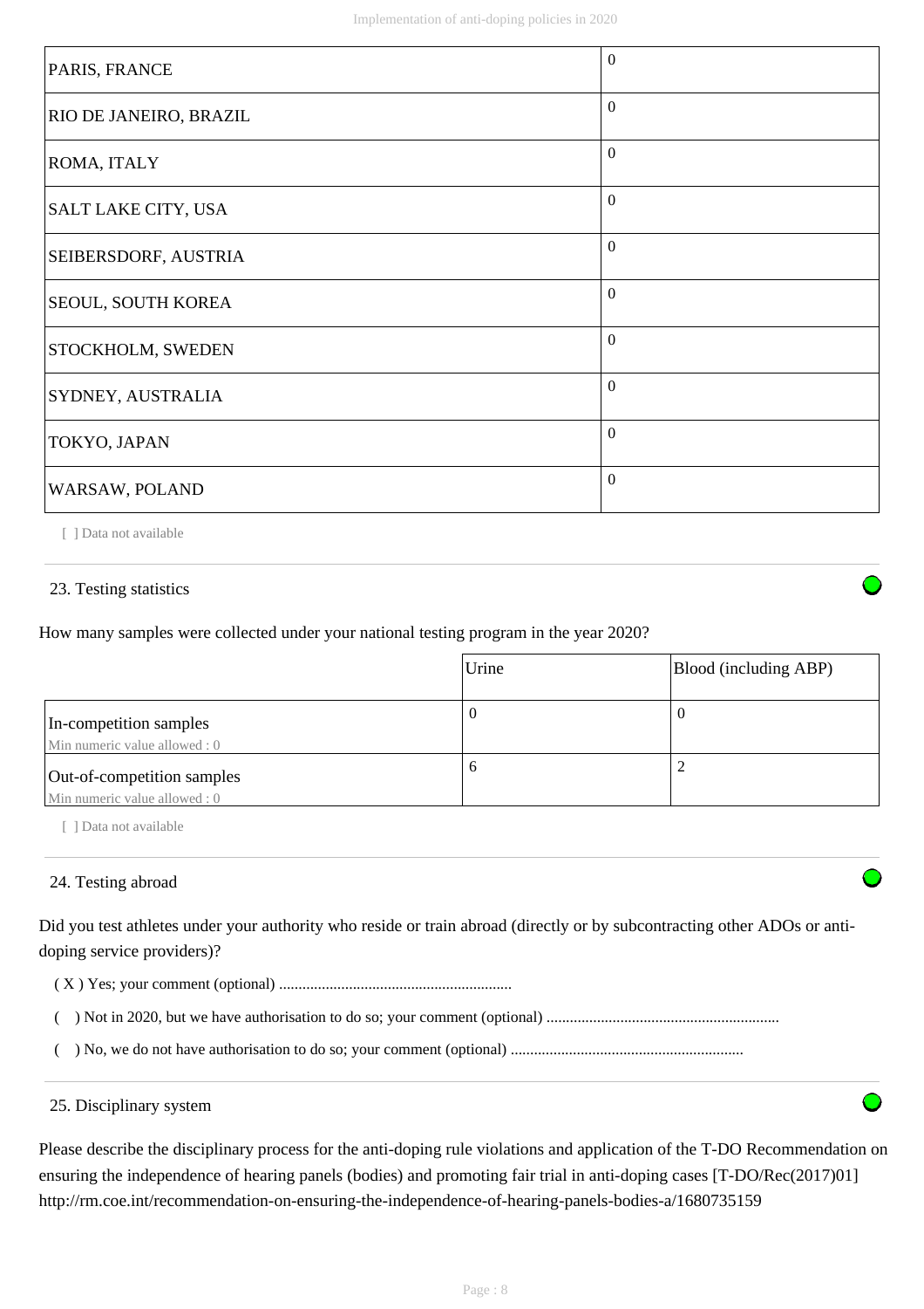| | |
|---|---|
| PARIS, FRANCE | 0 |
| RIO DE JANEIRO, BRAZIL | 0 |
| ROMA, ITALY | 0 |
| SALT LAKE CITY, USA | 0 |
| SEIBERSDORF, AUSTRIA | 0 |
| SEOUL, SOUTH KOREA | 0 |
| STOCKHOLM, SWEDEN | 0 |
| SYDNEY, AUSTRALIA | 0 |
| TOKYO, JAPAN | 0 |
| WARSAW, POLAND | 0 |

[ ] Data not available

## 23. Testing statistics

How many samples were collected under your national testing program in the year 2020?

| | Urine | Blood (including ABP) |
|---|---|---|
| In-competition samples<br>Min numeric value allowed : 0 | 0 | 0 |
| Out-of-competition samples<br>Min numeric value allowed : 0 | 6 | 2 |

[ ] Data not available

## 24. Testing abroad

Did you test athletes under your authority who reside or train abroad (directly or by subcontracting other ADOs or anti-doping service providers)?

( X ) Yes; your comment (optional) ...........................................................

(   ) Not in 2020, but we have authorisation to do so; your comment (optional) ...........................................................

(   ) No, we do not have authorisation to do so; your comment (optional) ...........................................................

## 25. Disciplinary system

Please describe the disciplinary process for the anti-doping rule violations and application of the T-DO Recommendation on ensuring the independence of hearing panels (bodies) and promoting fair trial in anti-doping cases [T-DO/Rec(2017)01] http://rm.coe.int/recommendation-on-ensuring-the-independence-of-hearing-panels-bodies-a/1680735159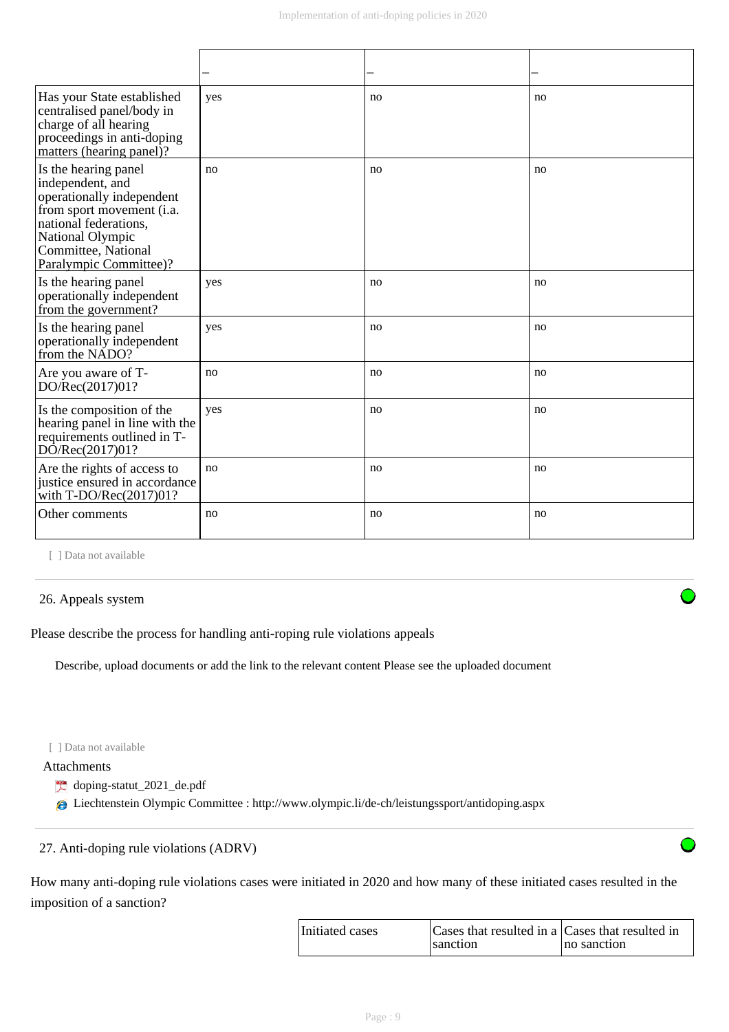| | – | – | – |
|---|---|---|---|
| Has your State established centralised panel/body in charge of all hearing proceedings in anti-doping matters (hearing panel)? | yes | no | no |
| Is the hearing panel independent, and operationally independent from sport movement (i.a. national federations, National Olympic Committee, National Paralympic Committee)? | no | no | no |
| Is the hearing panel operationally independent from the government? | yes | no | no |
| Is the hearing panel operationally independent from the NADO? | yes | no | no |
| Are you aware of T-DO/Rec(2017)01? | no | no | no |
| Is the composition of the hearing panel in line with the requirements outlined in T-DO/Rec(2017)01? | yes | no | no |
| Are the rights of access to justice ensured in accordance with T-DO/Rec(2017)01? | no | no | no |
| Other comments | no | no | no |

[ ] Data not available

## 26. Appeals system

Please describe the process for handling anti-roping rule violations appeals

Describe, upload documents or add the link to the relevant content Please see the uploaded document

[ ] Data not available

Attachments

- doping-statut_2021_de.pdf
- Liechtenstein Olympic Committee : http://www.olympic.li/de-ch/leistungssport/antidoping.aspx

## 27. Anti-doping rule violations (ADRV)

How many anti-doping rule violations cases were initiated in 2020 and how many of these initiated cases resulted in the imposition of a sanction?

| Initiated cases | Cases that resulted in a sanction | Cases that resulted in no sanction |
|---|---|---|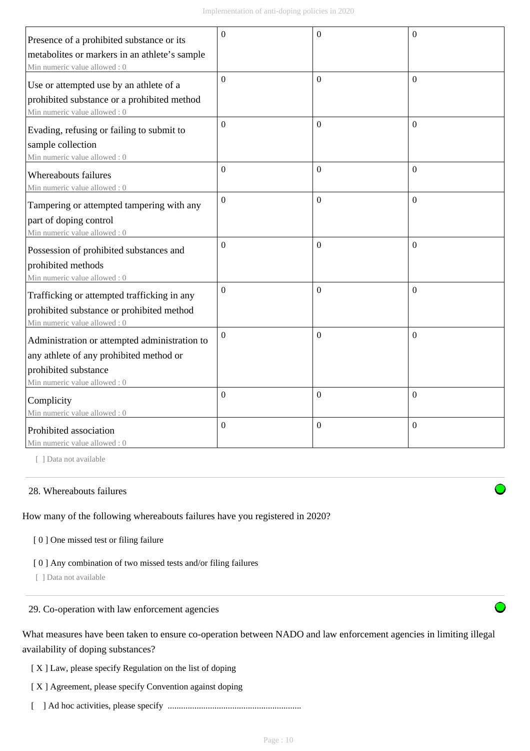| | | | |
|---|---|---|---|
| Presence of a prohibited substance or its metabolites or markers in an athlete's sample<br>Min numeric value allowed : 0 | 0 | 0 | 0 |
| Use or attempted use by an athlete of a prohibited substance or a prohibited method<br>Min numeric value allowed : 0 | 0 | 0 | 0 |
| Evading, refusing or failing to submit to sample collection<br>Min numeric value allowed : 0 | 0 | 0 | 0 |
| Whereabouts failures<br>Min numeric value allowed : 0 | 0 | 0 | 0 |
| Tampering or attempted tampering with any part of doping control<br>Min numeric value allowed : 0 | 0 | 0 | 0 |
| Possession of prohibited substances and prohibited methods<br>Min numeric value allowed : 0 | 0 | 0 | 0 |
| Trafficking or attempted trafficking in any prohibited substance or prohibited method<br>Min numeric value allowed : 0 | 0 | 0 | 0 |
| Administration or attempted administration to any athlete of any prohibited method or prohibited substance<br>Min numeric value allowed : 0 | 0 | 0 | 0 |
| Complicity<br>Min numeric value allowed : 0 | 0 | 0 | 0 |
| Prohibited association<br>Min numeric value allowed : 0 | 0 | 0 | 0 |

[ ] Data not available

28. Whereabouts failures

How many of the following whereabouts failures have you registered in 2020?

[ 0 ] One missed test or filing failure

[ 0 ] Any combination of two missed tests and/or filing failures

[ ] Data not available

29. Co-operation with law enforcement agencies

What measures have been taken to ensure co-operation between NADO and law enforcement agencies in limiting illegal availability of doping substances?

[ X ] Law, please specify Regulation on the list of doping

[ X ] Agreement, please specify Convention against doping

[ ] Ad hoc activities, please specify ............................................................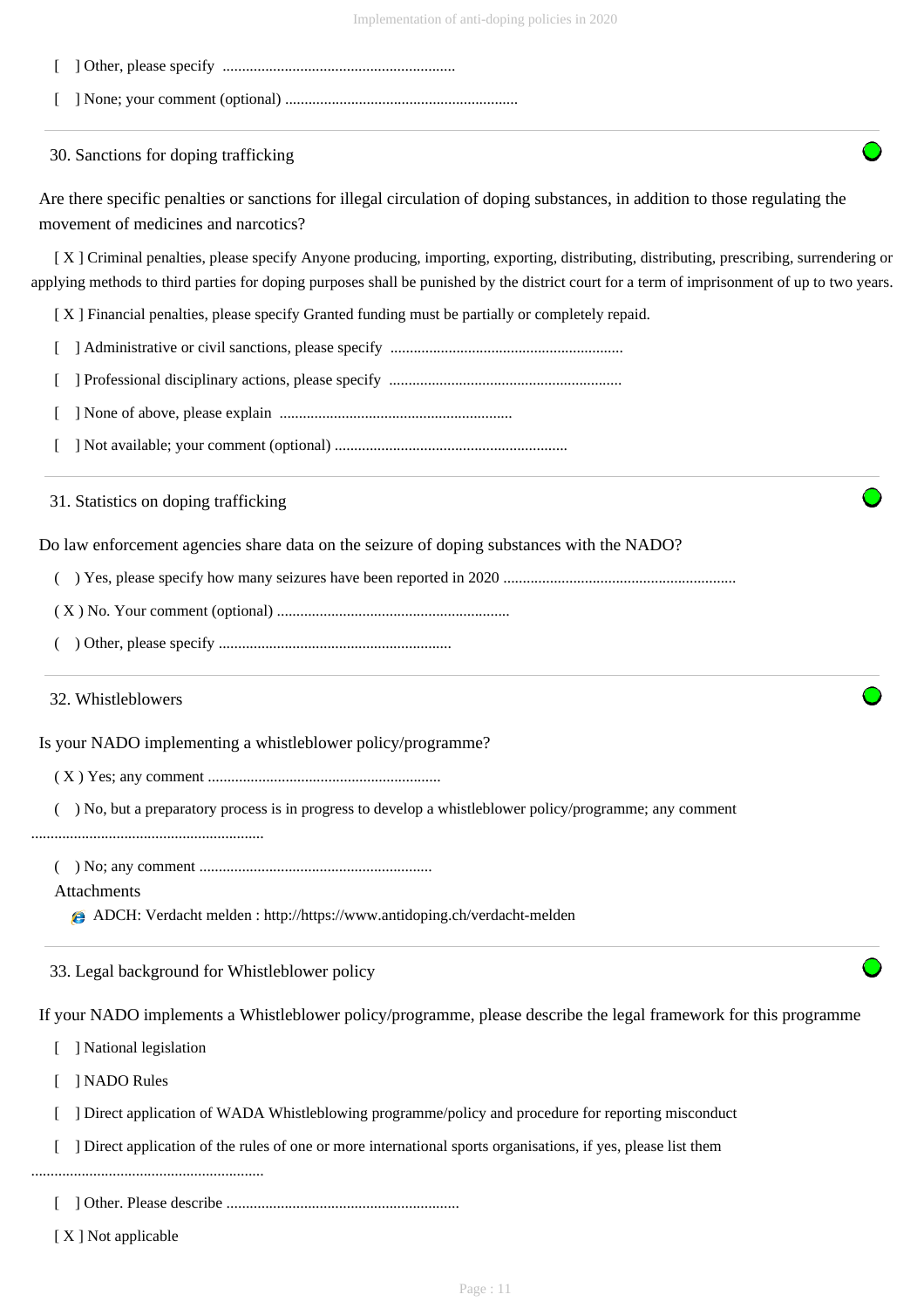[ ] Other, please specify ............................................................

[ ] None; your comment (optional) ............................................................

### 30. Sanctions for doping trafficking

Are there specific penalties or sanctions for illegal circulation of doping substances, in addition to those regulating the movement of medicines and narcotics?

[ X ] Criminal penalties, please specify Anyone producing, importing, exporting, distributing, distributing, prescribing, surrendering or applying methods to third parties for doping purposes shall be punished by the district court for a term of imprisonment of up to two years.

[ X ] Financial penalties, please specify Granted funding must be partially or completely repaid.

[ ] Administrative or civil sanctions, please specify ............................................................

[ ] Professional disciplinary actions, please specify ............................................................

[ ] None of above, please explain ............................................................

[ ] Not available; your comment (optional) ............................................................

### 31. Statistics on doping trafficking

Do law enforcement agencies share data on the seizure of doping substances with the NADO?

( ) Yes, please specify how many seizures have been reported in 2020 ............................................................

( X ) No. Your comment (optional) ............................................................

( ) Other, please specify ............................................................

### 32. Whistleblowers

Is your NADO implementing a whistleblower policy/programme?

( X ) Yes; any comment ............................................................

( ) No, but a preparatory process is in progress to develop a whistleblower policy/programme; any comment ............................................................

( ) No; any comment ............................................................

Attachments

- ADCH: Verdacht melden : http://https://www.antidoping.ch/verdacht-melden

### 33. Legal background for Whistleblower policy

If your NADO implements a Whistleblower policy/programme, please describe the legal framework for this programme

[ ] National legislation

[ ] NADO Rules

[ ] Direct application of WADA Whistleblowing programme/policy and procedure for reporting misconduct

[ ] Direct application of the rules of one or more international sports organisations, if yes, please list them ............................................................

[ ] Other. Please describe ............................................................

[ X ] Not applicable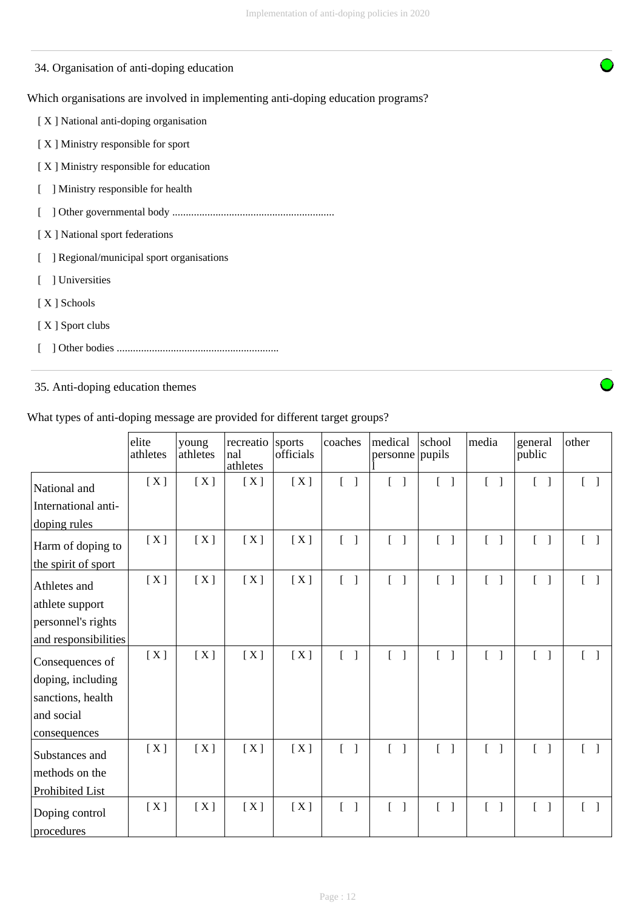### 34. Organisation of anti-doping education

Which organisations are involved in implementing anti-doping education programs?

[ X ] National anti-doping organisation

[ X ] Ministry responsible for sport

[ X ] Ministry responsible for education

[ ] Ministry responsible for health

[ ] Other governmental body ............................................................

[ X ] National sport federations

[ ] Regional/municipal sport organisations

[ ] Universities

[ X ] Schools

[ X ] Sport clubs

[ ] Other bodies ............................................................

### 35. Anti-doping education themes

What types of anti-doping message are provided for different target groups?

| | elite athletes | young athletes | recreational athletes | sports officials | coaches | medical personnel | school pupils | media | general public | other |
|---|---|---|---|---|---|---|---|---|---|---|
| National and International anti-doping rules | [ X ] | [ X ] | [ X ] | [ X ] | [ ] | [ ] | [ ] | [ ] | [ ] | [ ] |
| Harm of doping to the spirit of sport | [ X ] | [ X ] | [ X ] | [ X ] | [ ] | [ ] | [ ] | [ ] | [ ] | [ ] |
| Athletes and athlete support personnel's rights and responsibilities | [ X ] | [ X ] | [ X ] | [ X ] | [ ] | [ ] | [ ] | [ ] | [ ] | [ ] |
| Consequences of doping, including sanctions, health and social consequences | [ X ] | [ X ] | [ X ] | [ X ] | [ ] | [ ] | [ ] | [ ] | [ ] | [ ] |
| Substances and methods on the Prohibited List | [ X ] | [ X ] | [ X ] | [ X ] | [ ] | [ ] | [ ] | [ ] | [ ] | [ ] |
| Doping control procedures | [ X ] | [ X ] | [ X ] | [ X ] | [ ] | [ ] | [ ] | [ ] | [ ] | [ ] |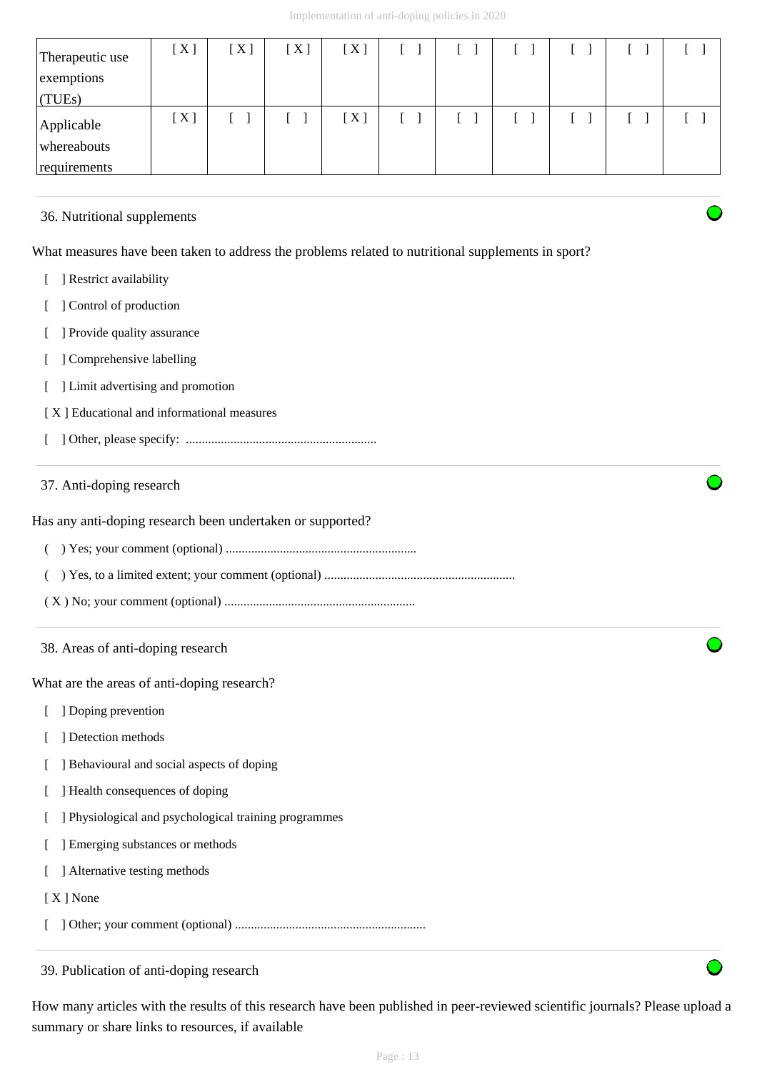| Therapeutic use exemptions (TUEs) | [ X ] | [ X ] | [ X ] | [ X ] | [ ] | [ ] | [ ] | [ ] | [ ] | [ ] |
|---|---|---|---|---|---|---|---|---|---|---|
| Applicable whereabouts requirements | [ X ] | [ ] | [ ] | [ X ] | [ ] | [ ] | [ ] | [ ] | [ ] | [ ] |

36. Nutritional supplements

What measures have been taken to address the problems related to nutritional supplements in sport?

[ ] Restrict availability

[ ] Control of production

[ ] Provide quality assurance

[ ] Comprehensive labelling

[ ] Limit advertising and promotion

[ X ] Educational and informational measures

[ ] Other, please specify: ............................................................

37. Anti-doping research

Has any anti-doping research been undertaken or supported?

( ) Yes; your comment (optional) ............................................................

( ) Yes, to a limited extent; your comment (optional) ............................................................

( X ) No; your comment (optional) ............................................................

38. Areas of anti-doping research

What are the areas of anti-doping research?

[ ] Doping prevention

[ ] Detection methods

[ ] Behavioural and social aspects of doping

[ ] Health consequences of doping

[ ] Physiological and psychological training programmes

[ ] Emerging substances or methods

[ ] Alternative testing methods

[ X ] None

[ ] Other; your comment (optional) ............................................................

39. Publication of anti-doping research

How many articles with the results of this research have been published in peer-reviewed scientific journals? Please upload a summary or share links to resources, if available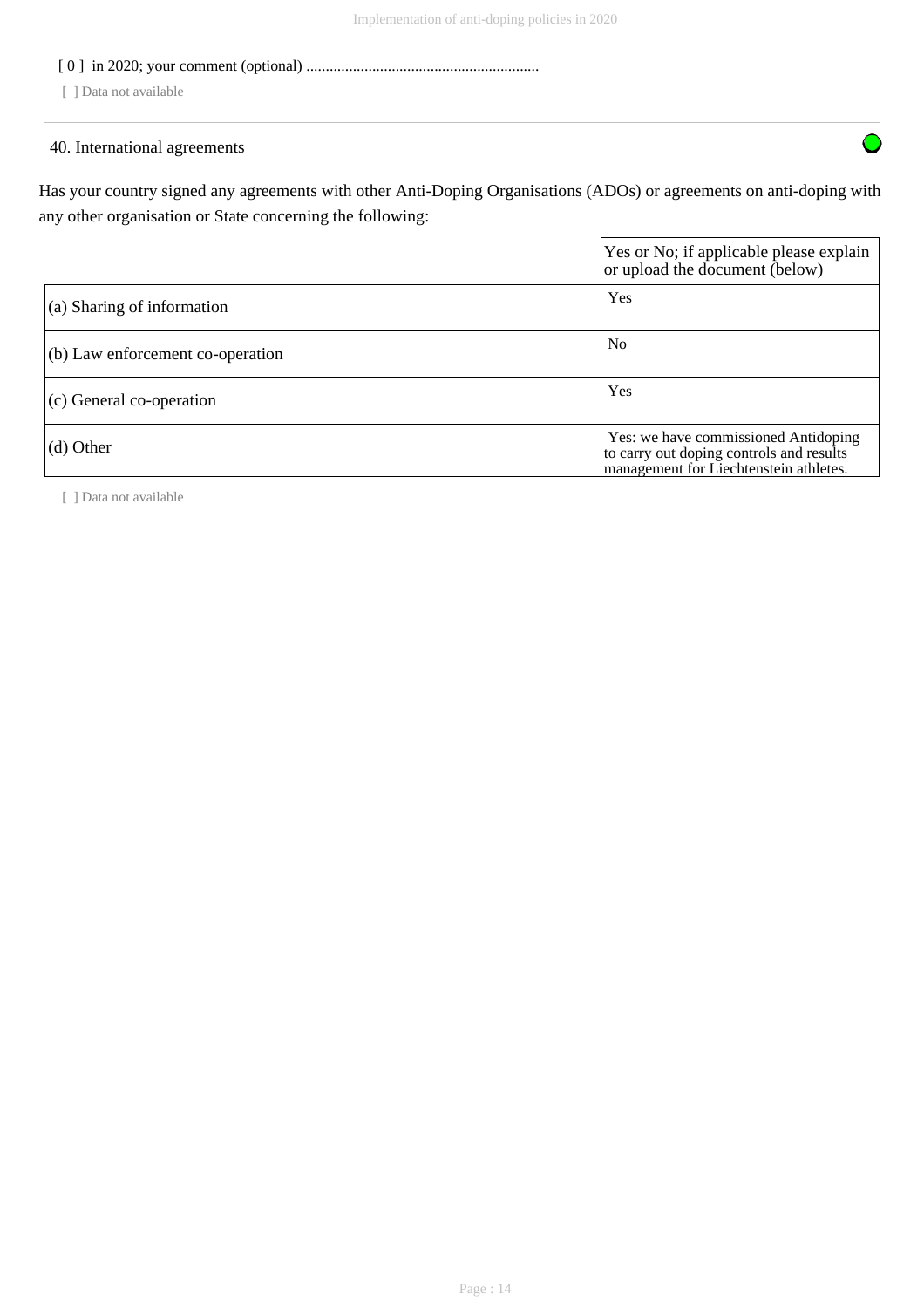[ 0 ] in 2020; your comment (optional) ............................................................

[ ] Data not available

## 40. International agreements

Has your country signed any agreements with other Anti-Doping Organisations (ADOs) or agreements on anti-doping with any other organisation or State concerning the following:

| | Yes or No; if applicable please explain or upload the document (below) |
|---|---|
| (a) Sharing of information | Yes |
| (b) Law enforcement co-operation | No |
| (c) General co-operation | Yes |
| (d) Other | Yes: we have commissioned Antidoping to carry out doping controls and results management for Liechtenstein athletes. |

[ ] Data not available